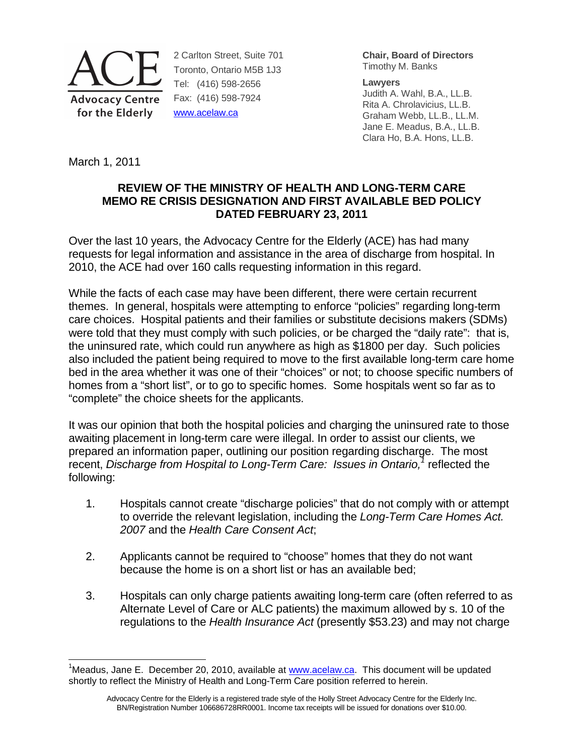ACE

Advocacy Centre for the Elderly

2 Carlton Street, Suite 701
Toronto, Ontario M5B 1J3
Tel: (416) 598-2656
Fax: (416) 598-7924
www.acelaw.ca

**Chair, Board of Directors**
Timothy M. Banks

**Lawyers**
Judith A. Wahl, B.A., LL.B.
Rita A. Chrolavicius, LL.B.
Graham Webb, LL.B., LL.M.
Jane E. Meadus, B.A., LL.B.
Clara Ho, B.A. Hons, LL.B.

March 1, 2011

## REVIEW OF THE MINISTRY OF HEALTH AND LONG-TERM CARE MEMO RE CRISIS DESIGNATION AND FIRST AVAILABLE BED POLICY DATED FEBRUARY 23, 2011

Over the last 10 years, the Advocacy Centre for the Elderly (ACE) has had many requests for legal information and assistance in the area of discharge from hospital. In 2010, the ACE had over 160 calls requesting information in this regard.

While the facts of each case may have been different, there were certain recurrent themes. In general, hospitals were attempting to enforce "policies" regarding long-term care choices. Hospital patients and their families or substitute decisions makers (SDMs) were told that they must comply with such policies, or be charged the "daily rate": that is, the uninsured rate, which could run anywhere as high as $1800 per day. Such policies also included the patient being required to move to the first available long-term care home bed in the area whether it was one of their "choices" or not; to choose specific numbers of homes from a "short list", or to go to specific homes. Some hospitals went so far as to "complete" the choice sheets for the applicants.

It was our opinion that both the hospital policies and charging the uninsured rate to those awaiting placement in long-term care were illegal. In order to assist our clients, we prepared an information paper, outlining our position regarding discharge. The most recent, *Discharge from Hospital to Long-Term Care: Issues in Ontario,*[1] reflected the following:

1. Hospitals cannot create "discharge policies" that do not comply with or attempt to override the relevant legislation, including the *Long-Term Care Homes Act. 2007* and the *Health Care Consent Act*;

2. Applicants cannot be required to "choose" homes that they do not want because the home is on a short list or has an available bed;

3. Hospitals can only charge patients awaiting long-term care (often referred to as Alternate Level of Care or ALC patients) the maximum allowed by s. 10 of the regulations to the *Health Insurance Act* (presently $53.23) and may not charge

[1] Meadus, Jane E. December 20, 2010, available at www.acelaw.ca. This document will be updated shortly to reflect the Ministry of Health and Long-Term Care position referred to herein.

Advocacy Centre for the Elderly is a registered trade style of the Holly Street Advocacy Centre for the Elderly Inc. BN/Registration Number 106686728RR0001. Income tax receipts will be issued for donations over $10.00.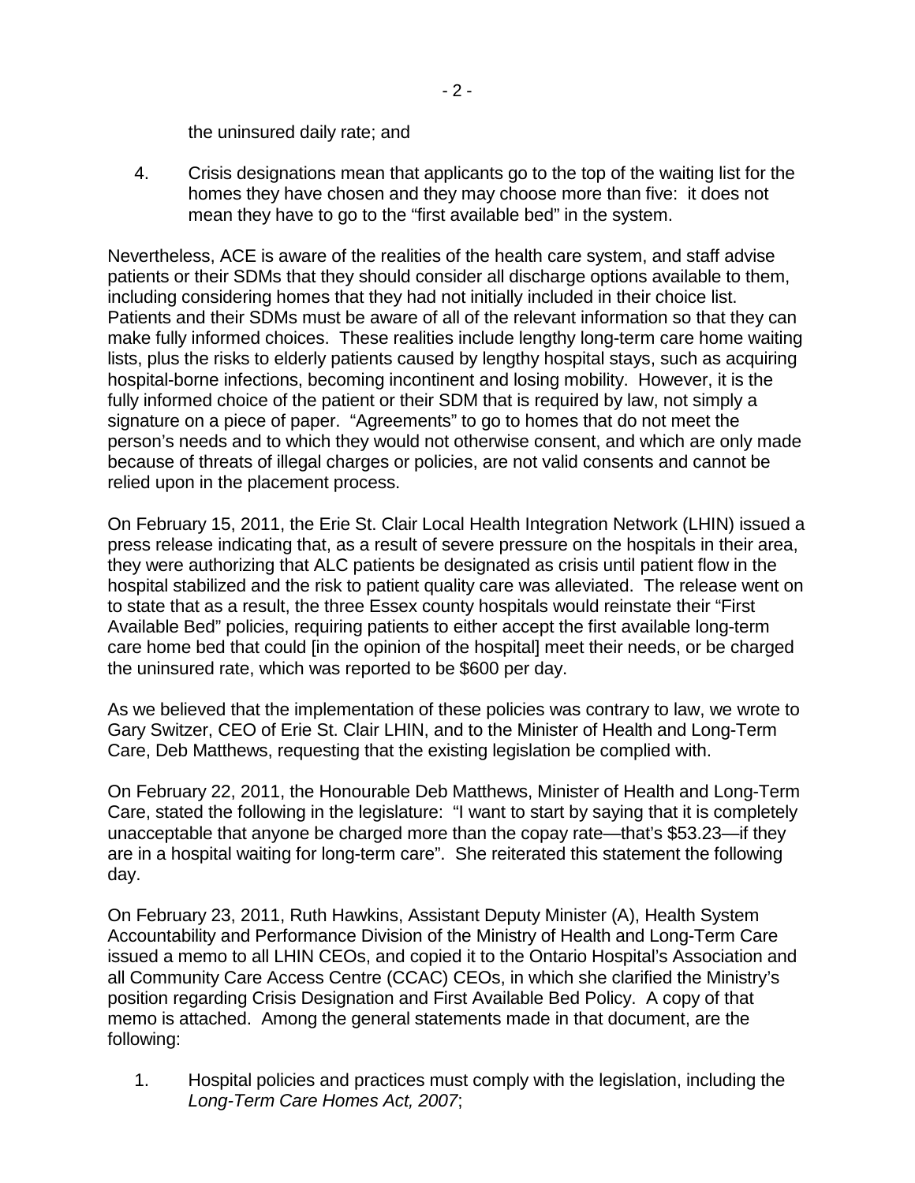the uninsured daily rate; and

4. Crisis designations mean that applicants go to the top of the waiting list for the homes they have chosen and they may choose more than five: it does not mean they have to go to the "first available bed" in the system.

Nevertheless, ACE is aware of the realities of the health care system, and staff advise patients or their SDMs that they should consider all discharge options available to them, including considering homes that they had not initially included in their choice list. Patients and their SDMs must be aware of all of the relevant information so that they can make fully informed choices. These realities include lengthy long-term care home waiting lists, plus the risks to elderly patients caused by lengthy hospital stays, such as acquiring hospital-borne infections, becoming incontinent and losing mobility. However, it is the fully informed choice of the patient or their SDM that is required by law, not simply a signature on a piece of paper. "Agreements" to go to homes that do not meet the person's needs and to which they would not otherwise consent, and which are only made because of threats of illegal charges or policies, are not valid consents and cannot be relied upon in the placement process.

On February 15, 2011, the Erie St. Clair Local Health Integration Network (LHIN) issued a press release indicating that, as a result of severe pressure on the hospitals in their area, they were authorizing that ALC patients be designated as crisis until patient flow in the hospital stabilized and the risk to patient quality care was alleviated. The release went on to state that as a result, the three Essex county hospitals would reinstate their "First Available Bed" policies, requiring patients to either accept the first available long-term care home bed that could [in the opinion of the hospital] meet their needs, or be charged the uninsured rate, which was reported to be $600 per day.

As we believed that the implementation of these policies was contrary to law, we wrote to Gary Switzer, CEO of Erie St. Clair LHIN, and to the Minister of Health and Long-Term Care, Deb Matthews, requesting that the existing legislation be complied with.

On February 22, 2011, the Honourable Deb Matthews, Minister of Health and Long-Term Care, stated the following in the legislature: "I want to start by saying that it is completely unacceptable that anyone be charged more than the copay rate—that's $53.23—if they are in a hospital waiting for long-term care". She reiterated this statement the following day.

On February 23, 2011, Ruth Hawkins, Assistant Deputy Minister (A), Health System Accountability and Performance Division of the Ministry of Health and Long-Term Care issued a memo to all LHIN CEOs, and copied it to the Ontario Hospital's Association and all Community Care Access Centre (CCAC) CEOs, in which she clarified the Ministry's position regarding Crisis Designation and First Available Bed Policy. A copy of that memo is attached. Among the general statements made in that document, are the following:

1. Hospital policies and practices must comply with the legislation, including the *Long-Term Care Homes Act, 2007*;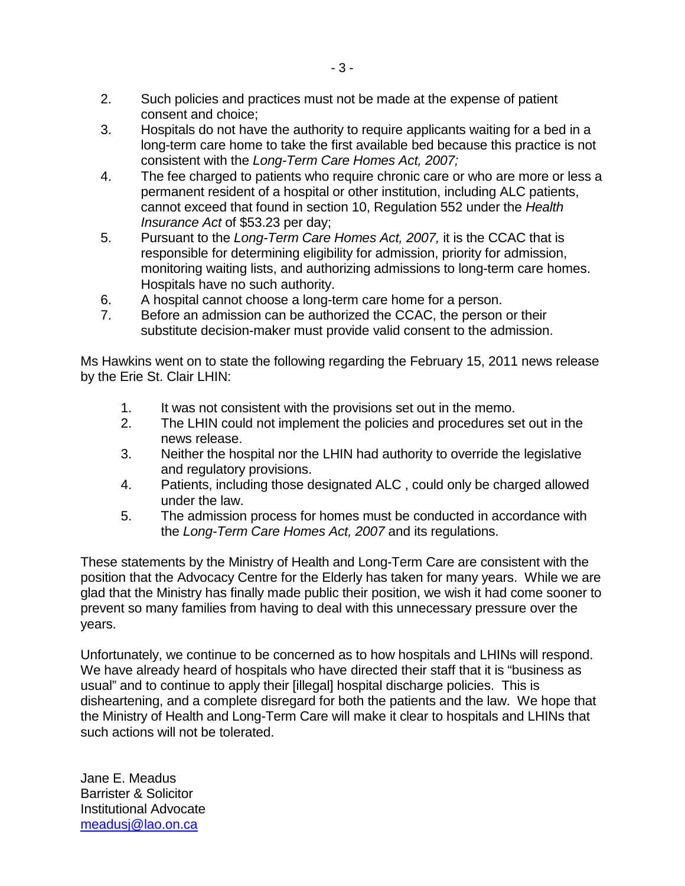2. Such policies and practices must not be made at the expense of patient consent and choice;
3. Hospitals do not have the authority to require applicants waiting for a bed in a long-term care home to take the first available bed because this practice is not consistent with the *Long-Term Care Homes Act, 2007;*
4. The fee charged to patients who require chronic care or who are more or less a permanent resident of a hospital or other institution, including ALC patients, cannot exceed that found in section 10, Regulation 552 under the *Health Insurance Act* of $53.23 per day;
5. Pursuant to the *Long-Term Care Homes Act, 2007,* it is the CCAC that is responsible for determining eligibility for admission, priority for admission, monitoring waiting lists, and authorizing admissions to long-term care homes. Hospitals have no such authority.
6. A hospital cannot choose a long-term care home for a person.
7. Before an admission can be authorized the CCAC, the person or their substitute decision-maker must provide valid consent to the admission.

Ms Hawkins went on to state the following regarding the February 15, 2011 news release by the Erie St. Clair LHIN:

1. It was not consistent with the provisions set out in the memo.
2. The LHIN could not implement the policies and procedures set out in the news release.
3. Neither the hospital nor the LHIN had authority to override the legislative and regulatory provisions.
4. Patients, including those designated ALC , could only be charged allowed under the law.
5. The admission process for homes must be conducted in accordance with the *Long-Term Care Homes Act, 2007* and its regulations.

These statements by the Ministry of Health and Long-Term Care are consistent with the position that the Advocacy Centre for the Elderly has taken for many years. While we are glad that the Ministry has finally made public their position, we wish it had come sooner to prevent so many families from having to deal with this unnecessary pressure over the years.

Unfortunately, we continue to be concerned as to how hospitals and LHINs will respond. We have already heard of hospitals who have directed their staff that it is "business as usual" and to continue to apply their [illegal] hospital discharge policies. This is disheartening, and a complete disregard for both the patients and the law. We hope that the Ministry of Health and Long-Term Care will make it clear to hospitals and LHINs that such actions will not be tolerated.

Jane E. Meadus
Barrister & Solicitor
Institutional Advocate
meadusj@lao.on.ca